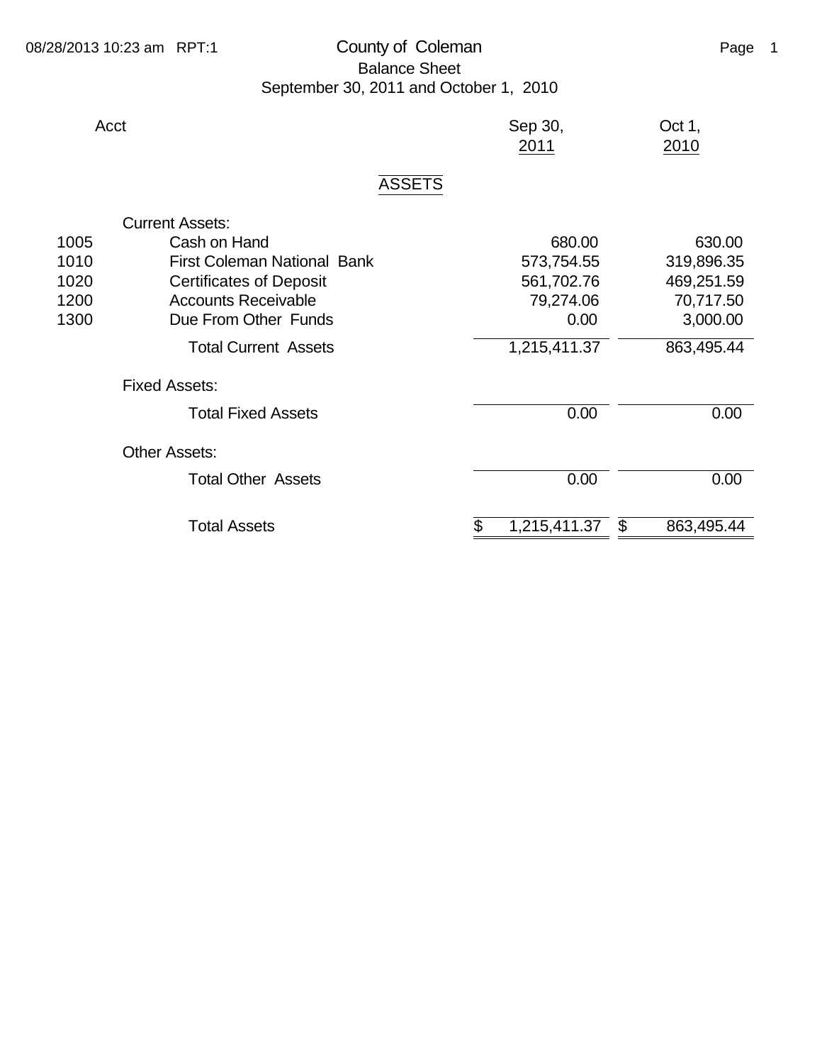# County of Coleman

## Balance Sheet

### September 30, 2011 and October 1, 2010

| Acct | | Sep 30, 2011 | Oct 1, 2010 |
|---|---|---|---|
| | **ASSETS** | | |
| | Current Assets: | | |
| 1005 | Cash on Hand | 680.00 | 630.00 |
| 1010 | First Coleman National Bank | 573,754.55 | 319,896.35 |
| 1020 | Certificates of Deposit | 561,702.76 | 469,251.59 |
| 1200 | Accounts Receivable | 79,274.06 | 70,717.50 |
| 1300 | Due From Other Funds | 0.00 | 3,000.00 |
| | Total Current Assets | 1,215,411.37 | 863,495.44 |
| | Fixed Assets: | | |
| | Total Fixed Assets | 0.00 | 0.00 |
| | Other Assets: | | |
| | Total Other Assets | 0.00 | 0.00 |
| | Total Assets | $ 1,215,411.37 | $ 863,495.44 |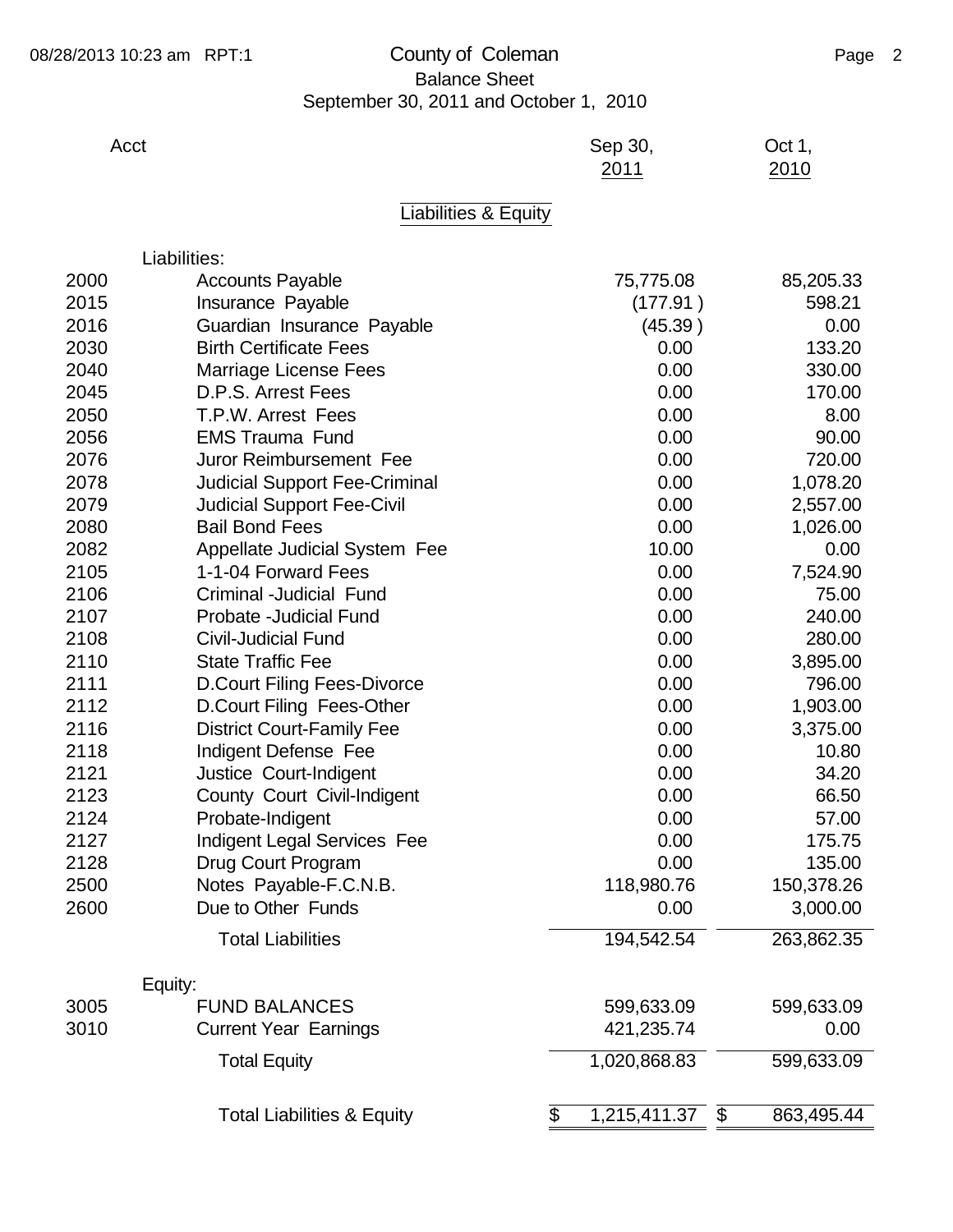# County of Coleman

## Balance Sheet

September 30, 2011 and October 1, 2010

| Acct | | Sep 30, 2011 | Oct 1, 2010 |
|---|---|---|---|
| | **Liabilities & Equity** | | |
| | Liabilities: | | |
| 2000 | Accounts Payable | 75,775.08 | 85,205.33 |
| 2015 | Insurance Payable | (177.91 ) | 598.21 |
| 2016 | Guardian Insurance Payable | (45.39 ) | 0.00 |
| 2030 | Birth Certificate Fees | 0.00 | 133.20 |
| 2040 | Marriage License Fees | 0.00 | 330.00 |
| 2045 | D.P.S. Arrest Fees | 0.00 | 170.00 |
| 2050 | T.P.W. Arrest Fees | 0.00 | 8.00 |
| 2056 | EMS Trauma Fund | 0.00 | 90.00 |
| 2076 | Juror Reimbursement Fee | 0.00 | 720.00 |
| 2078 | Judicial Support Fee-Criminal | 0.00 | 1,078.20 |
| 2079 | Judicial Support Fee-Civil | 0.00 | 2,557.00 |
| 2080 | Bail Bond Fees | 0.00 | 1,026.00 |
| 2082 | Appellate Judicial System Fee | 10.00 | 0.00 |
| 2105 | 1-1-04 Forward Fees | 0.00 | 7,524.90 |
| 2106 | Criminal -Judicial Fund | 0.00 | 75.00 |
| 2107 | Probate -Judicial Fund | 0.00 | 240.00 |
| 2108 | Civil-Judicial Fund | 0.00 | 280.00 |
| 2110 | State Traffic Fee | 0.00 | 3,895.00 |
| 2111 | D.Court Filing Fees-Divorce | 0.00 | 796.00 |
| 2112 | D.Court Filing Fees-Other | 0.00 | 1,903.00 |
| 2116 | District Court-Family Fee | 0.00 | 3,375.00 |
| 2118 | Indigent Defense Fee | 0.00 | 10.80 |
| 2121 | Justice Court-Indigent | 0.00 | 34.20 |
| 2123 | County Court Civil-Indigent | 0.00 | 66.50 |
| 2124 | Probate-Indigent | 0.00 | 57.00 |
| 2127 | Indigent Legal Services Fee | 0.00 | 175.75 |
| 2128 | Drug Court Program | 0.00 | 135.00 |
| 2500 | Notes Payable-F.C.N.B. | 118,980.76 | 150,378.26 |
| 2600 | Due to Other Funds | 0.00 | 3,000.00 |
| | Total Liabilities | 194,542.54 | 263,862.35 |
| | Equity: | | |
| 3005 | FUND BALANCES | 599,633.09 | 599,633.09 |
| 3010 | Current Year Earnings | 421,235.74 | 0.00 |
| | Total Equity | 1,020,868.83 | 599,633.09 |
| | Total Liabilities & Equity | $ 1,215,411.37 | $ 863,495.44 |